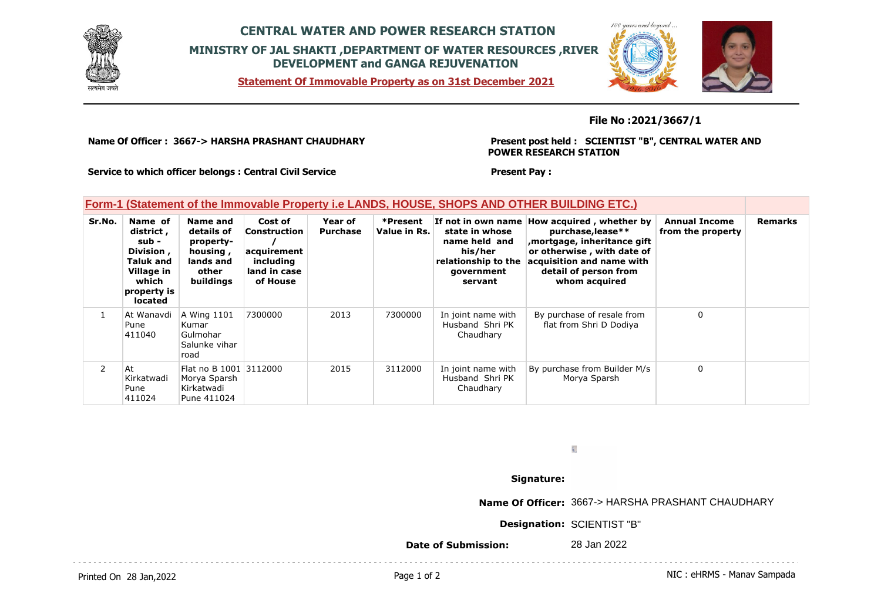# CENTRAL WATER AND POWER RESEARCH STATION

## MINISTRY OF JAL SHAKTI ,DEPARTMENT OF WATER RESOURCES ,RIVER DEVELOPMENT and GANGA REJUVENATION

**Statement Of Immovable Property as on 31st December 2021**

**File No :2021/3667/1**

**Name Of Officer :** 3667-> HARSHA PRASHANT CHAUDHARY

**Present post held :** SCIENTIST "B", CENTRAL WATER AND POWER RESEARCH STATION

**Service to which officer belongs :** Central Civil Service

**Present Pay :**

### Form-1 (Statement of the Immovable Property i.e LANDS, HOUSE, SHOPS AND OTHER BUILDING ETC.)

| Sr.No. | Name of district , sub - Division , Taluk and Village in which property is located | Name and details of property-housing , lands and other buildings | Cost of Construction / acquirement including land in case of House | Year of Purchase | *Present Value in Rs. | If not in own name state in whose name held and his/her relationship to the government servant | How acquired , whether by purchase,lease** ,mortgage, inheritance gift or otherwise , with date of acquisition and name with detail of person from whom acquired | Annual Income from the property | Remarks |
|---|---|---|---|---|---|---|---|---|---|
| 1 | At Wanavdi Pune 411040 | A Wing 1101 Kumar Gulmohar Salunke vihar road | 7300000 | 2013 | 7300000 | In joint name with Husband Shri PK Chaudhary | By purchase of resale from flat from Shri D Dodiya | 0 | |
| 2 | At Kirkatwadi Pune 411024 | Flat no B 1001 Morya Sparsh Kirkatwadi Pune 411024 | 3112000 | 2015 | 3112000 | In joint name with Husband Shri PK Chaudhary | By purchase from Builder M/s Morya Sparsh | 0 | |

**Signature:**

**Name Of Officer:** 3667-> HARSHA PRASHANT CHAUDHARY

**Designation:** SCIENTIST "B"

**Date of Submission:** 28 Jan 2022

Printed On 28 Jan,2022

NIC : eHRMS - Manav Sampada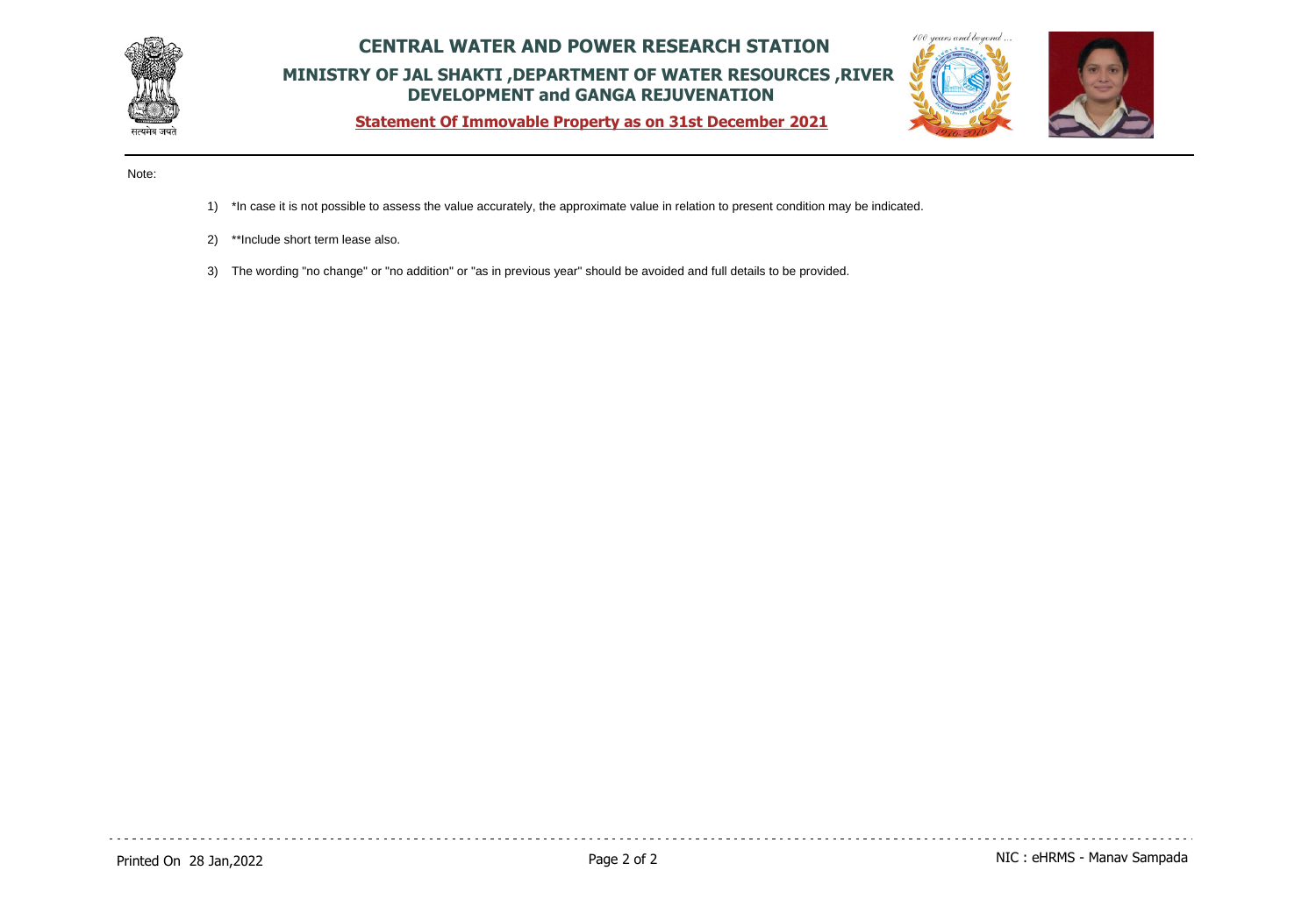# CENTRAL WATER AND POWER RESEARCH STATION

## MINISTRY OF JAL SHAKTI ,DEPARTMENT OF WATER RESOURCES ,RIVER DEVELOPMENT and GANGA REJUVENATION

**Statement Of Immovable Property as on 31st December 2021**

Note:

1) *In case it is not possible to assess the value accurately, the approximate value in relation to present condition may be indicated.

2) **Include short term lease also.

3) The wording "no change" or "no addition" or "as in previous year" should be avoided and full details to be provided.

Printed On 28 Jan,2022

NIC : eHRMS - Manav Sampada